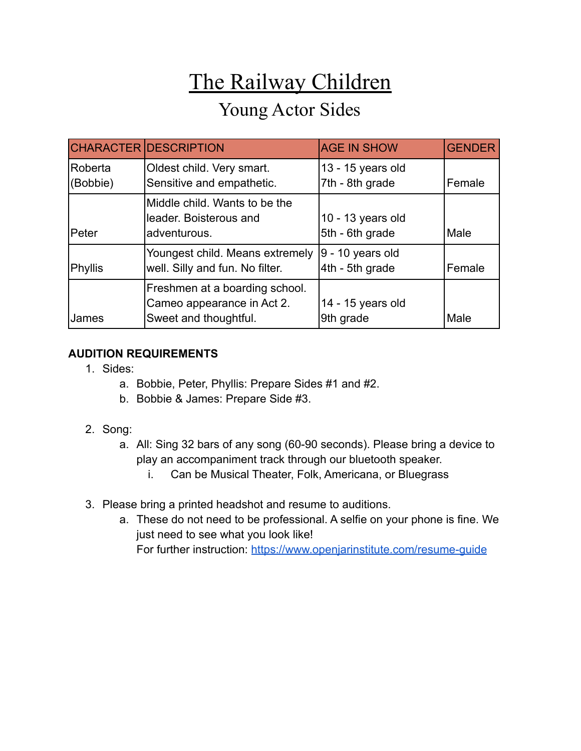# The Railway Children

## Young Actor Sides

| CHARACTER | DESCRIPTION | AGE IN SHOW | GENDER |
|---|---|---|---|
| Roberta (Bobbie) | Oldest child. Very smart. Sensitive and empathetic. | 13 - 15 years old<br>7th - 8th grade | Female |
| Peter | Middle child. Wants to be the leader. Boisterous and adventurous. | 10 - 13 years old<br>5th - 6th grade | Male |
| Phyllis | Youngest child. Means extremely well. Silly and fun. No filter. | 9 - 10 years old<br>4th - 5th grade | Female |
| James | Freshmen at a boarding school. Cameo appearance in Act 2. Sweet and thoughtful. | 14 - 15 years old<br>9th grade | Male |

**AUDITION REQUIREMENTS**

1. Sides:
   a. Bobbie, Peter, Phyllis: Prepare Sides #1 and #2.
   b. Bobbie & James: Prepare Side #3.

2. Song:
   a. All: Sing 32 bars of any song (60-90 seconds). Please bring a device to play an accompaniment track through our bluetooth speaker.
      i. Can be Musical Theater, Folk, Americana, or Bluegrass

3. Please bring a printed headshot and resume to auditions.
   a. These do not need to be professional. A selfie on your phone is fine. We just need to see what you look like!
      For further instruction: [https://www.openjarinstitute.com/resume-guide](https://www.openjarinstitute.com/resume-guide)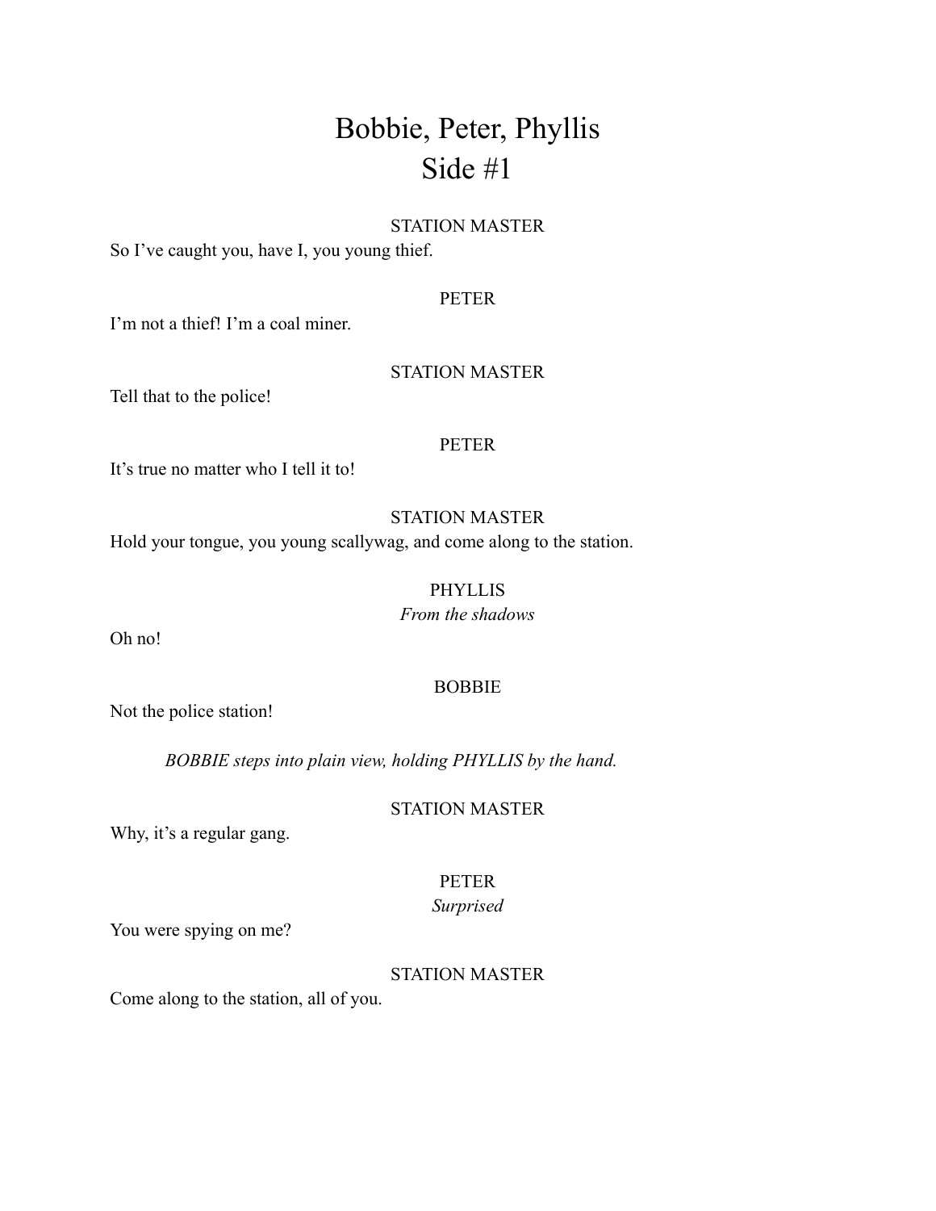# Bobbie, Peter, Phyllis
# Side #1

STATION MASTER

So I've caught you, have I, you young thief.

PETER

I'm not a thief! I'm a coal miner.

STATION MASTER

Tell that to the police!

PETER

It's true no matter who I tell it to!

STATION MASTER

Hold your tongue, you young scallywag, and come along to the station.

PHYLLIS

*From the shadows*

Oh no!

BOBBIE

Not the police station!

*BOBBIE steps into plain view, holding PHYLLIS by the hand.*

STATION MASTER

Why, it's a regular gang.

PETER

*Surprised*

You were spying on me?

STATION MASTER

Come along to the station, all of you.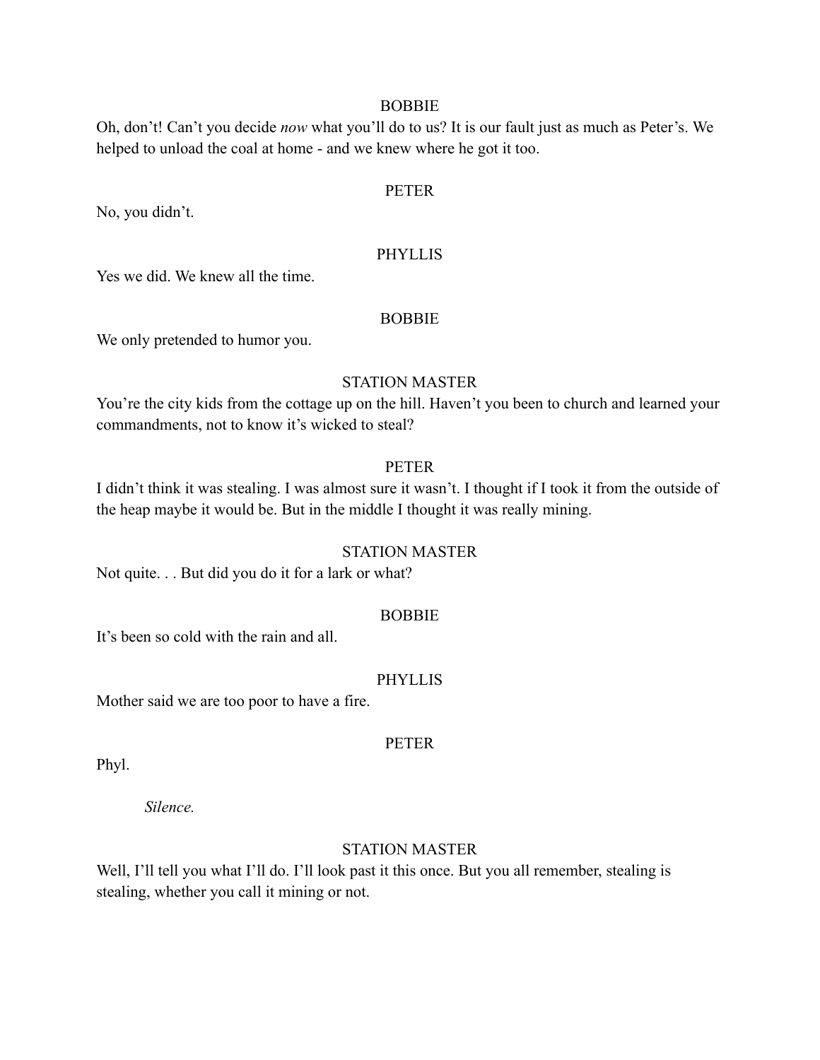BOBBIE

Oh, don't! Can't you decide *now* what you'll do to us? It is our fault just as much as Peter's. We helped to unload the coal at home - and we knew where he got it too.

PETER

No, you didn't.

PHYLLIS

Yes we did. We knew all the time.

BOBBIE

We only pretended to humor you.

STATION MASTER

You're the city kids from the cottage up on the hill. Haven't you been to church and learned your commandments, not to know it's wicked to steal?

PETER

I didn't think it was stealing. I was almost sure it wasn't. I thought if I took it from the outside of the heap maybe it would be. But in the middle I thought it was really mining.

STATION MASTER

Not quite. . . But did you do it for a lark or what?

BOBBIE

It's been so cold with the rain and all.

PHYLLIS

Mother said we are too poor to have a fire.

PETER

Phyl.

*Silence.*

STATION MASTER

Well, I'll tell you what I'll do. I'll look past it this once. But you all remember, stealing is stealing, whether you call it mining or not.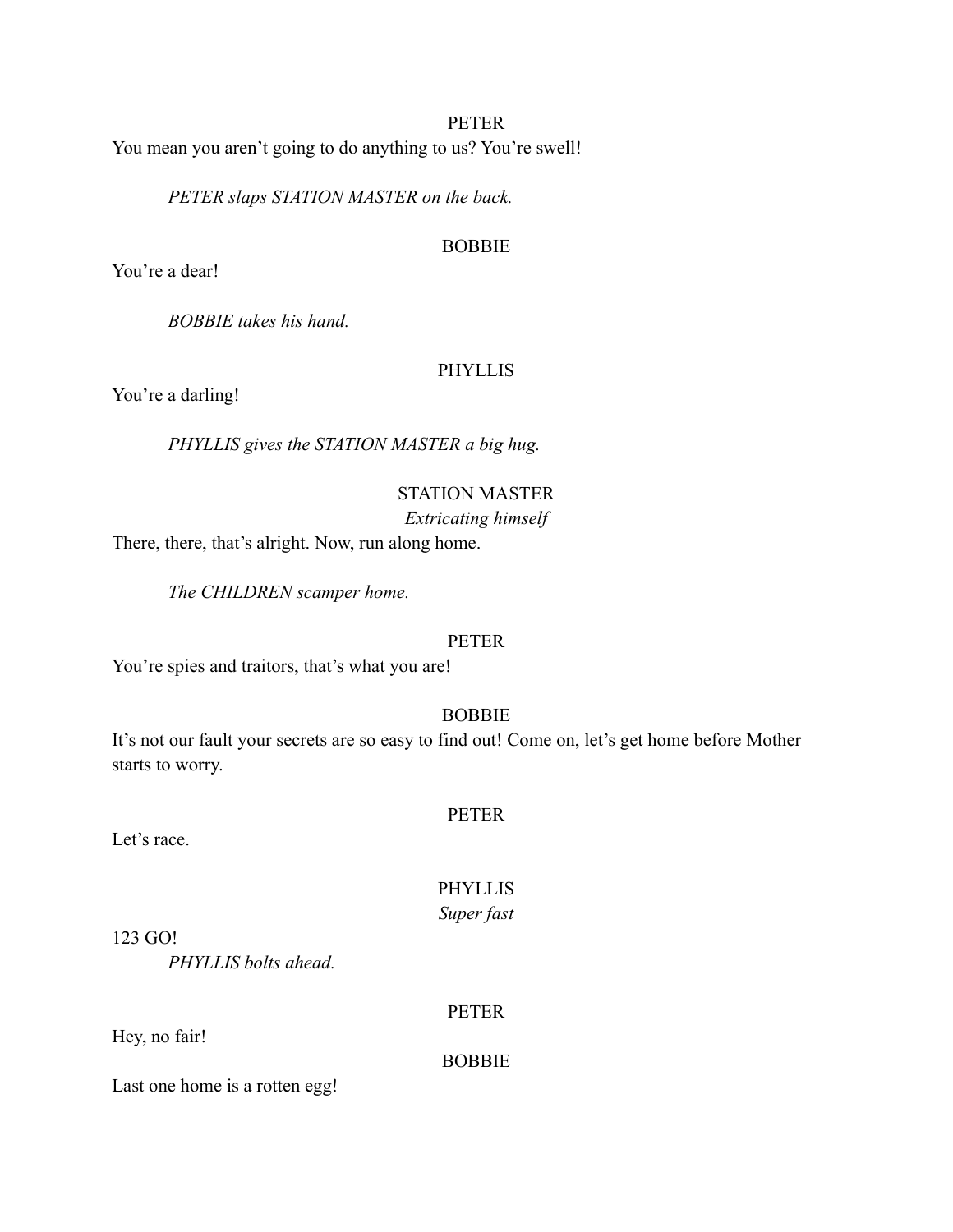PETER

You mean you aren't going to do anything to us? You're swell!

*PETER slaps STATION MASTER on the back.*

BOBBIE

You're a dear!

*BOBBIE takes his hand.*

PHYLLIS

You're a darling!

*PHYLLIS gives the STATION MASTER a big hug.*

STATION MASTER

*Extricating himself*

There, there, that's alright. Now, run along home.

*The CHILDREN scamper home.*

PETER

You're spies and traitors, that's what you are!

BOBBIE

It's not our fault your secrets are so easy to find out! Come on, let's get home before Mother starts to worry.

PETER

Let's race.

PHYLLIS

*Super fast*

123 GO!

*PHYLLIS bolts ahead.*

PETER

Hey, no fair!

BOBBIE

Last one home is a rotten egg!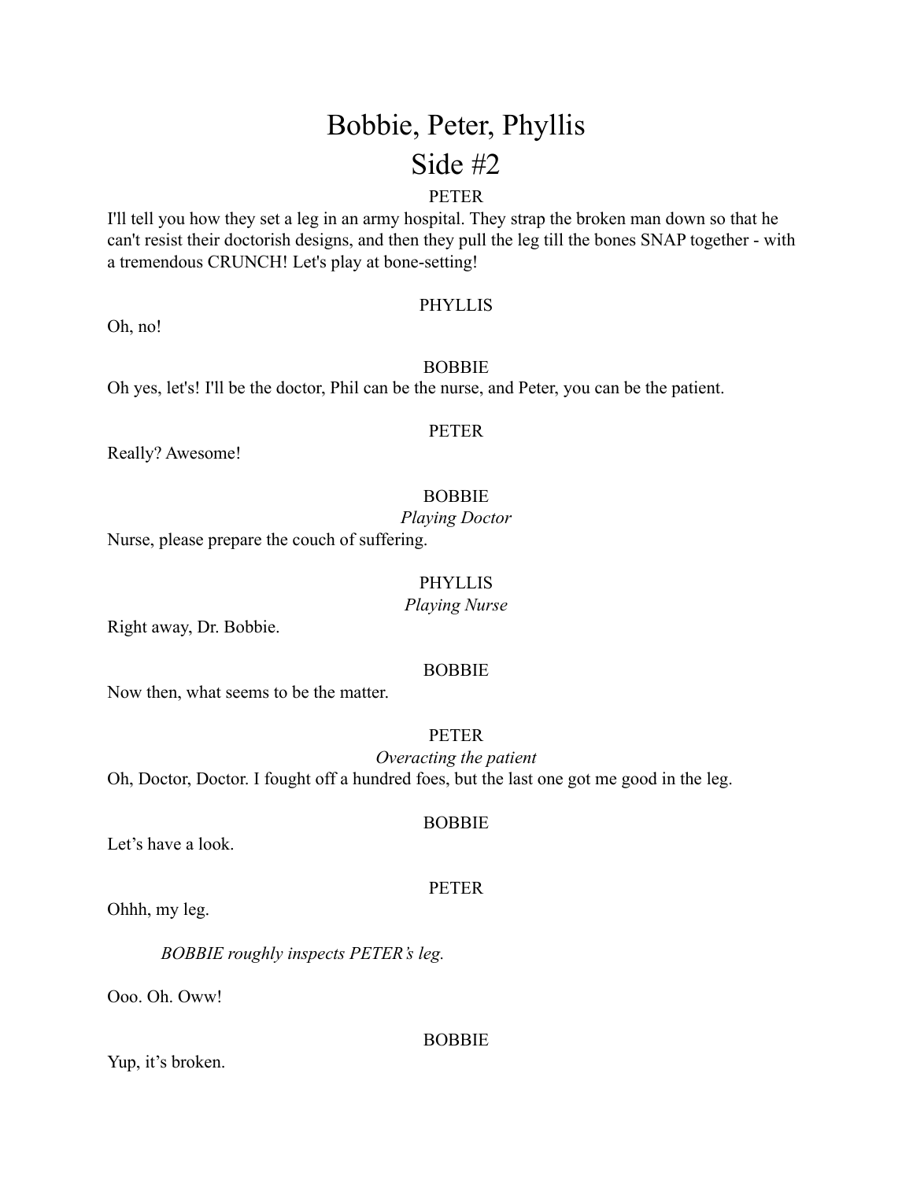# Bobbie, Peter, Phyllis
# Side #2

PETER

I'll tell you how they set a leg in an army hospital. They strap the broken man down so that he can't resist their doctorish designs, and then they pull the leg till the bones SNAP together - with a tremendous CRUNCH! Let's play at bone-setting!

PHYLLIS

Oh, no!

BOBBIE

Oh yes, let's! I'll be the doctor, Phil can be the nurse, and Peter, you can be the patient.

PETER

Really? Awesome!

BOBBIE
*Playing Doctor*

Nurse, please prepare the couch of suffering.

PHYLLIS
*Playing Nurse*

Right away, Dr. Bobbie.

BOBBIE

Now then, what seems to be the matter.

PETER
*Overacting the patient*

Oh, Doctor, Doctor. I fought off a hundred foes, but the last one got me good in the leg.

BOBBIE

Let's have a look.

PETER

Ohhh, my leg.

*BOBBIE roughly inspects PETER's leg.*

Ooo. Oh. Oww!

BOBBIE

Yup, it's broken.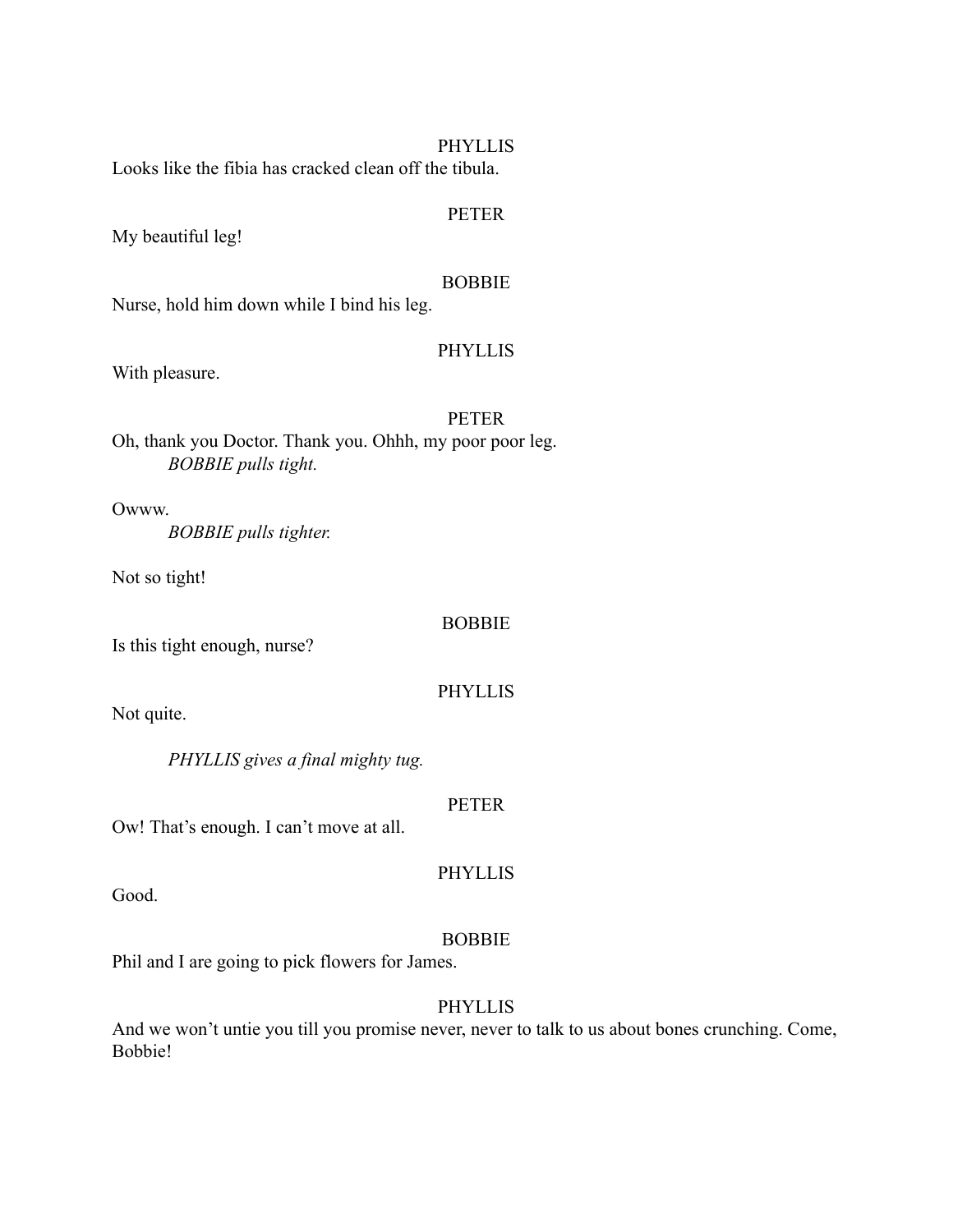PHYLLIS

Looks like the fibia has cracked clean off the tibula.

PETER

My beautiful leg!

BOBBIE

Nurse, hold him down while I bind his leg.

PHYLLIS

With pleasure.

PETER

Oh, thank you Doctor. Thank you. Ohhh, my poor poor leg.

*BOBBIE pulls tight.*

Owww.

*BOBBIE pulls tighter.*

Not so tight!

BOBBIE

Is this tight enough, nurse?

PHYLLIS

Not quite.

*PHYLLIS gives a final mighty tug.*

PETER

Ow! That's enough. I can't move at all.

PHYLLIS

Good.

BOBBIE

Phil and I are going to pick flowers for James.

PHYLLIS

And we won't untie you till you promise never, never to talk to us about bones crunching. Come, Bobbie!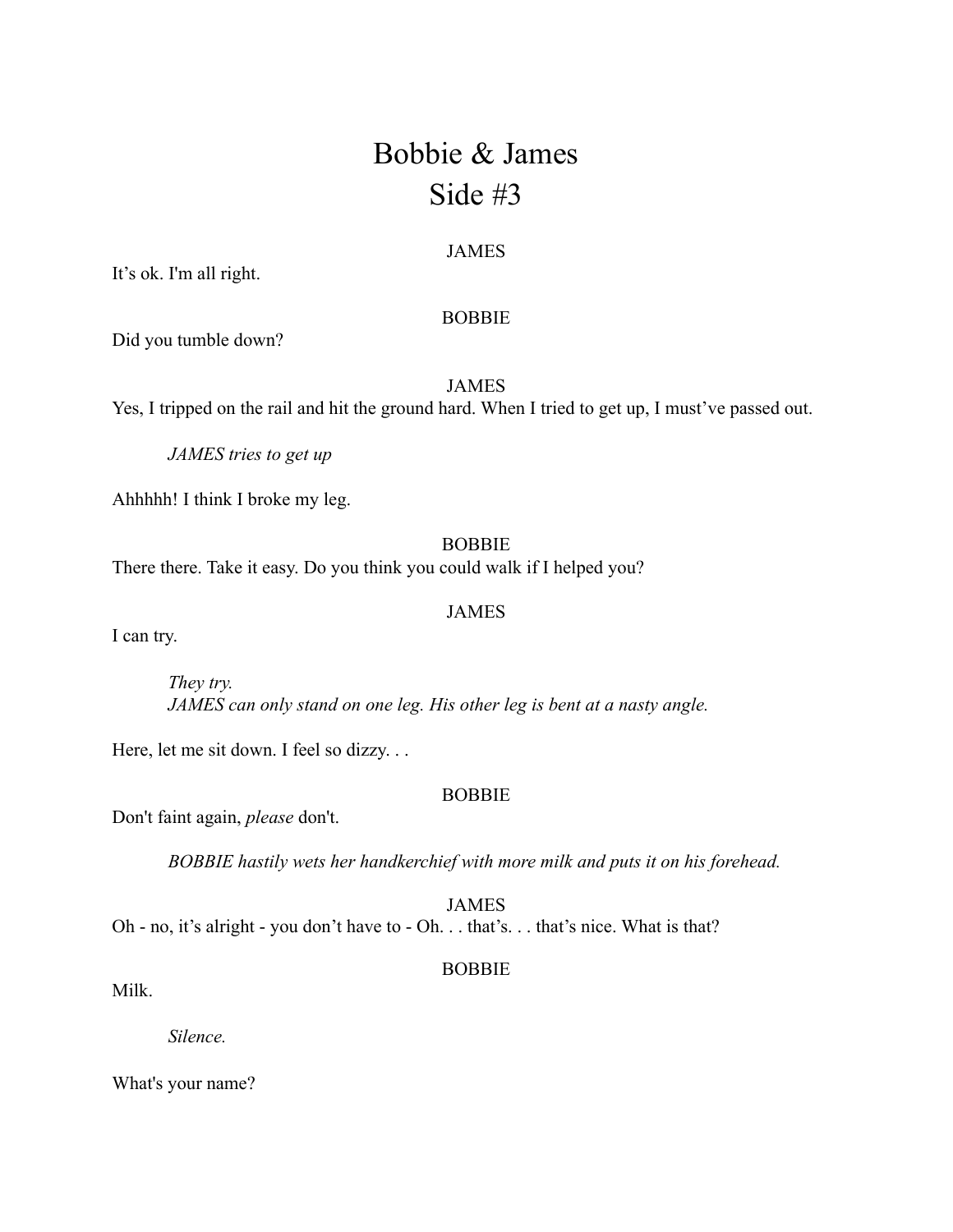# Bobbie & James
# Side #3

JAMES

It’s ok. I'm all right.

BOBBIE

Did you tumble down?

JAMES

Yes, I tripped on the rail and hit the ground hard. When I tried to get up, I must’ve passed out.

> *JAMES tries to get up*

Ahhhhh! I think I broke my leg.

BOBBIE

There there. Take it easy. Do you think you could walk if I helped you?

JAMES

I can try.

> *They try.*
> *JAMES can only stand on one leg. His other leg is bent at a nasty angle.*

Here, let me sit down. I feel so dizzy. . .

BOBBIE

Don't faint again, *please* don't.

> *BOBBIE hastily wets her handkerchief with more milk and puts it on his forehead.*

JAMES

Oh - no, it’s alright - you don’t have to - Oh. . . that’s. . . that’s nice. What is that?

BOBBIE

Milk.

> *Silence.*

What's your name?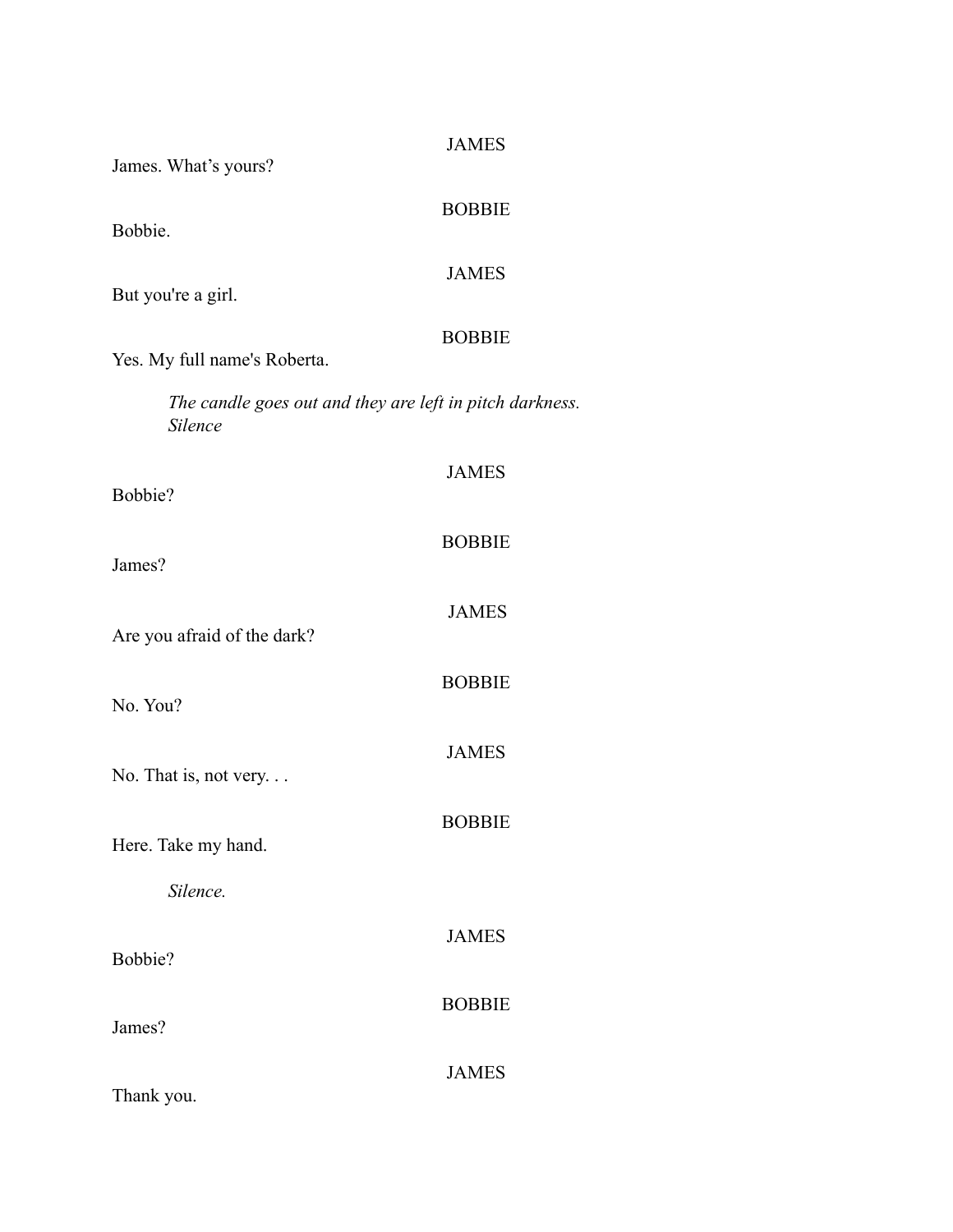JAMES

James. What's yours?

BOBBIE

Bobbie.

JAMES

But you're a girl.

BOBBIE

Yes. My full name's Roberta.

*The candle goes out and they are left in pitch darkness. Silence*

JAMES

Bobbie?

BOBBIE

James?

JAMES

Are you afraid of the dark?

BOBBIE

No. You?

JAMES

No. That is, not very. . .

BOBBIE

Here. Take my hand.

*Silence.*

JAMES

Bobbie?

BOBBIE

James?

JAMES

Thank you.